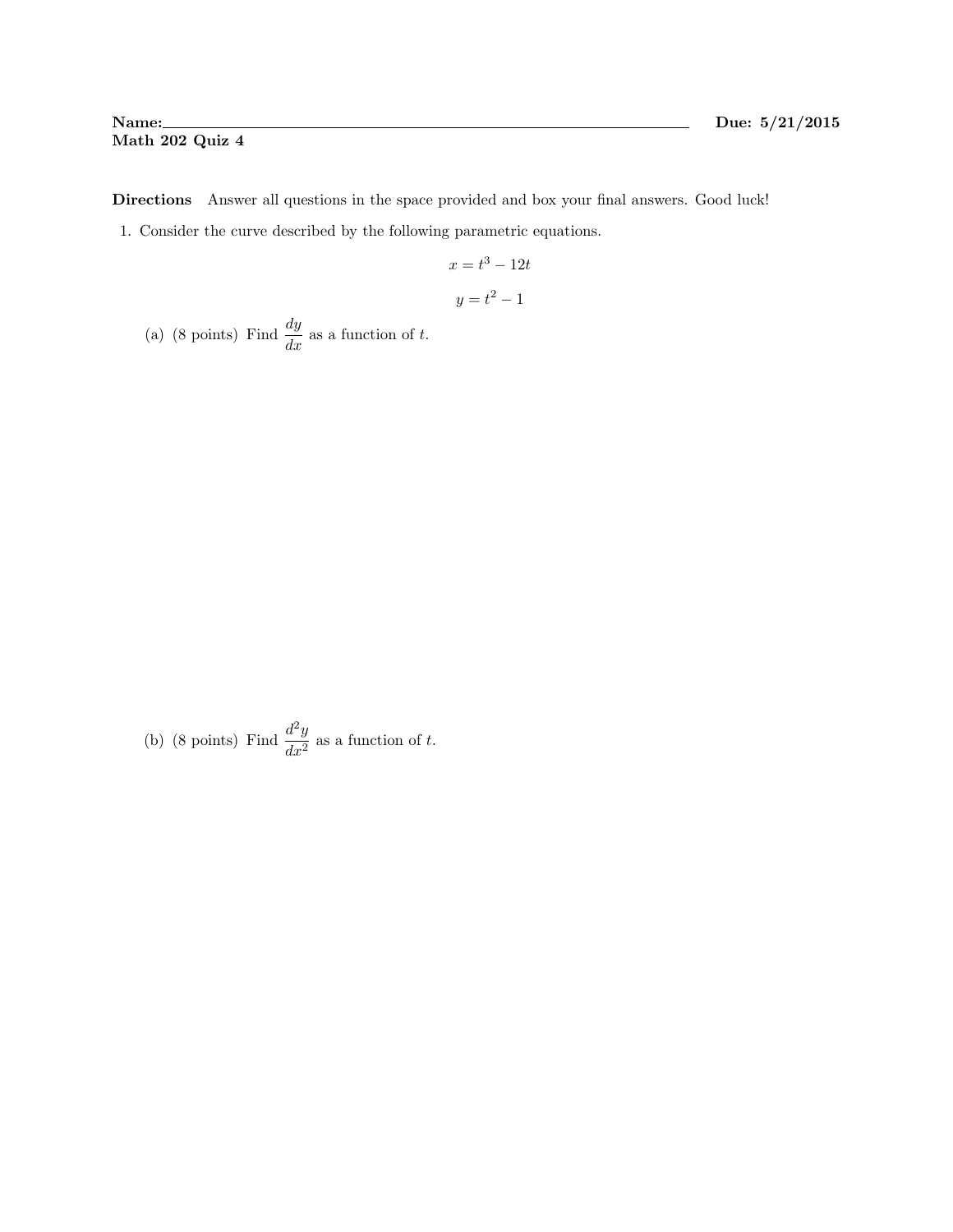**Name:**\_\_\_\_\_\_\_\_\_\_\_\_\_\_\_\_\_\_\_\_\_\_\_\_\_\_\_\_\_\_\_\_\_\_\_\_\_\_\_\_\_\_\_\_\_\_\_\_\_\_\_\_ **Due: 5/21/2015**

**Math 202 Quiz 4**

**Directions** Answer all questions in the space provided and box your final answers. Good luck!

1. Consider the curve described by the following parametric equations.

$$x = t^3 - 12t$$

$$y = t^2 - 1$$

   (a) (8 points) Find $\dfrac{dy}{dx}$ as a function of $t$.

   (b) (8 points) Find $\dfrac{d^2y}{dx^2}$ as a function of $t$.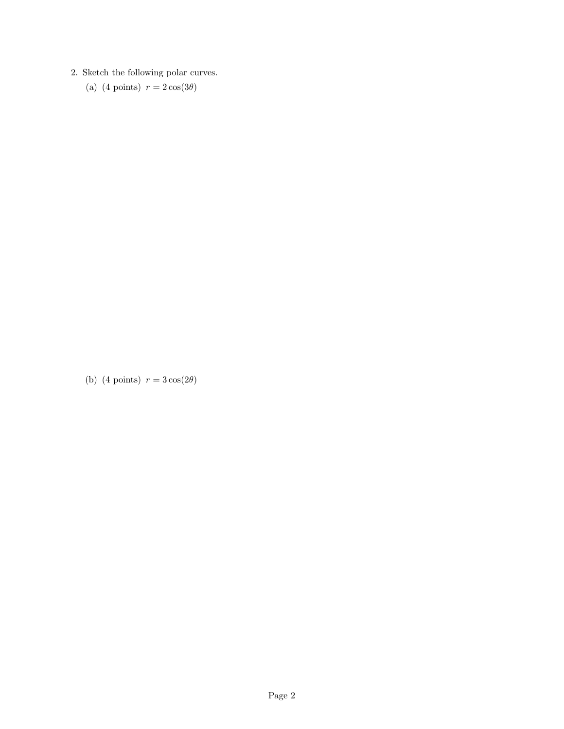2. Sketch the following polar curves.

   (a) (4 points) $r = 2\cos(3\theta)$

   (b) (4 points) $r = 3\cos(2\theta)$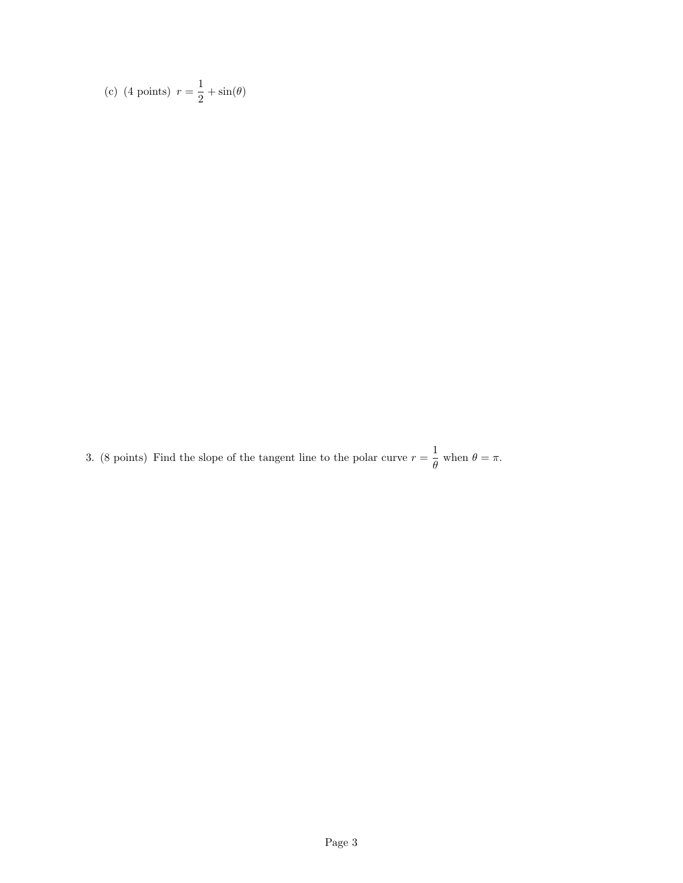(c) (4 points) $r = \frac{1}{2} + \sin(\theta)$

3. (8 points) Find the slope of the tangent line to the polar curve $r = \frac{1}{\theta}$ when $\theta = \pi$.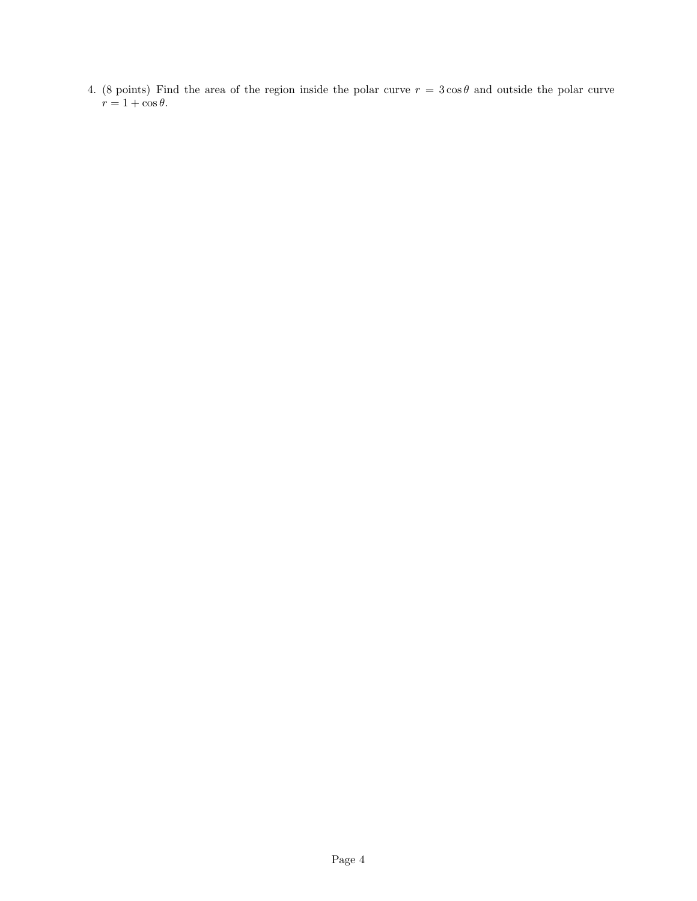4. (8 points) Find the area of the region inside the polar curve $r = 3\cos\theta$ and outside the polar curve $r = 1 + \cos\theta$.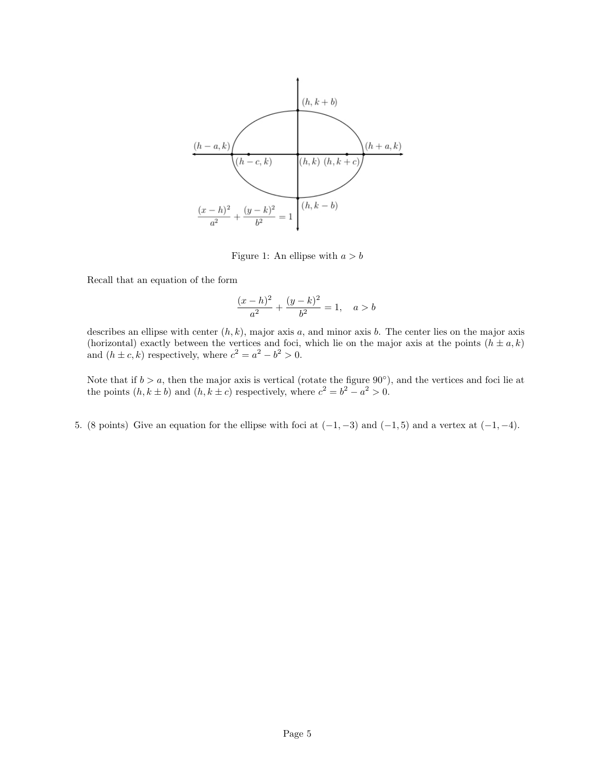(h, k + b)

(h − a, k)

(h + a, k)

(h − c, k)

(h, k) (h, k + c)

(h, k − b)

$$\frac{(x-h)^2}{a^2} + \frac{(y-k)^2}{b^2} = 1$$

Figure 1: An ellipse with $a > b$

Recall that an equation of the form

$$\frac{(x-h)^2}{a^2} + \frac{(y-k)^2}{b^2} = 1, \quad a > b$$

describes an ellipse with center $(h, k)$, major axis $a$, and minor axis $b$. The center lies on the major axis (horizontal) exactly between the vertices and foci, which lie on the major axis at the points $(h \pm a, k)$ and $(h \pm c, k)$ respectively, where $c^2 = a^2 - b^2 > 0$.

Note that if $b > a$, then the major axis is vertical (rotate the figure 90°), and the vertices and foci lie at the points $(h, k \pm b)$ and $(h, k \pm c)$ respectively, where $c^2 = b^2 - a^2 > 0$.

5. (8 points) Give an equation for the ellipse with foci at $(-1, -3)$ and $(-1, 5)$ and a vertex at $(-1, -4)$.